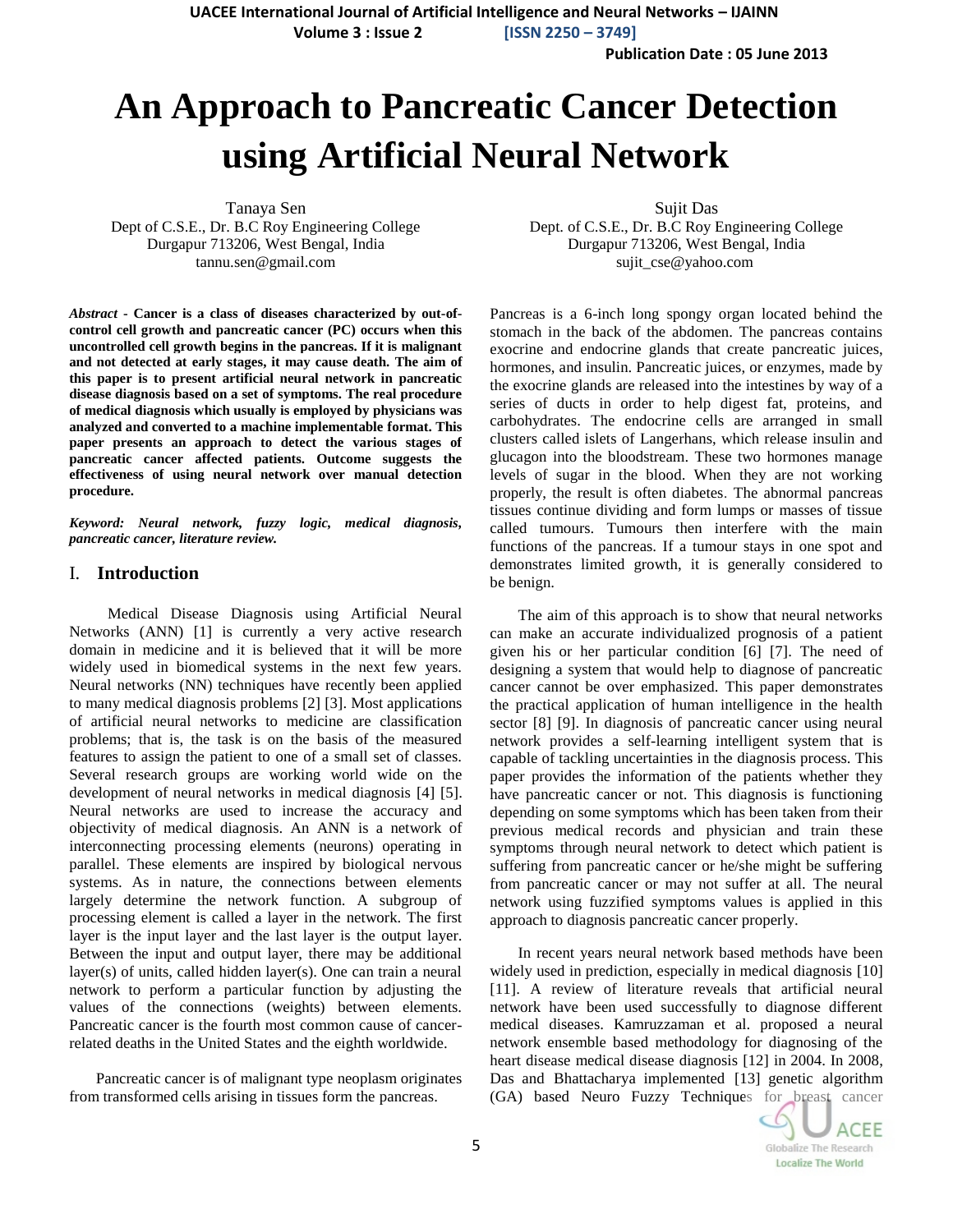# An Approach to Pancreatic Cancer Detection using Artificial Neural Network

Tanaya Sen
Dept of C.S.E., Dr. B.C Roy Engineering College
Durgapur 713206, West Bengal, India
tannu.sen@gmail.com

Sujit Das
Dept. of C.S.E., Dr. B.C Roy Engineering College
Durgapur 713206, West Bengal, India
sujit_cse@yahoo.com

***Abstract* - Cancer is a class of diseases characterized by out-of-control cell growth and pancreatic cancer (PC) occurs when this uncontrolled cell growth begins in the pancreas. If it is malignant and not detected at early stages, it may cause death. The aim of this paper is to present artificial neural network in pancreatic disease diagnosis based on a set of symptoms. The real procedure of medical diagnosis which usually is employed by physicians was analyzed and converted to a machine implementable format. This paper presents an approach to detect the various stages of pancreatic cancer affected patients. Outcome suggests the effectiveness of using neural network over manual detection procedure.**

***Keyword: Neural network, fuzzy logic, medical diagnosis, pancreatic cancer, literature review.***

## I. Introduction

Medical Disease Diagnosis using Artificial Neural Networks (ANN) [1] is currently a very active research domain in medicine and it is believed that it will be more widely used in biomedical systems in the next few years. Neural networks (NN) techniques have recently been applied to many medical diagnosis problems [2] [3]. Most applications of artificial neural networks to medicine are classification problems; that is, the task is on the basis of the measured features to assign the patient to one of a small set of classes. Several research groups are working world wide on the development of neural networks in medical diagnosis [4] [5]. Neural networks are used to increase the accuracy and objectivity of medical diagnosis. An ANN is a network of interconnecting processing elements (neurons) operating in parallel. These elements are inspired by biological nervous systems. As in nature, the connections between elements largely determine the network function. A subgroup of processing element is called a layer in the network. The first layer is the input layer and the last layer is the output layer. Between the input and output layer, there may be additional layer(s) of units, called hidden layer(s). One can train a neural network to perform a particular function by adjusting the values of the connections (weights) between elements. Pancreatic cancer is the fourth most common cause of cancer-related deaths in the United States and the eighth worldwide.

Pancreatic cancer is of malignant type neoplasm originates from transformed cells arising in tissues form the pancreas. Pancreas is a 6-inch long spongy organ located behind the stomach in the back of the abdomen. The pancreas contains exocrine and endocrine glands that create pancreatic juices, hormones, and insulin. Pancreatic juices, or enzymes, made by the exocrine glands are released into the intestines by way of a series of ducts in order to help digest fat, proteins, and carbohydrates. The endocrine cells are arranged in small clusters called islets of Langerhans, which release insulin and glucagon into the bloodstream. These two hormones manage levels of sugar in the blood. When they are not working properly, the result is often diabetes. The abnormal pancreas tissues continue dividing and form lumps or masses of tissue called tumours. Tumours then interfere with the main functions of the pancreas. If a tumour stays in one spot and demonstrates limited growth, it is generally considered to be benign.

The aim of this approach is to show that neural networks can make an accurate individualized prognosis of a patient given his or her particular condition [6] [7]. The need of designing a system that would help to diagnose of pancreatic cancer cannot be over emphasized. This paper demonstrates the practical application of human intelligence in the health sector [8] [9]. In diagnosis of pancreatic cancer using neural network provides a self-learning intelligent system that is capable of tackling uncertainties in the diagnosis process. This paper provides the information of the patients whether they have pancreatic cancer or not. This diagnosis is functioning depending on some symptoms which has been taken from their previous medical records and physician and train these symptoms through neural network to detect which patient is suffering from pancreatic cancer or he/she might be suffering from pancreatic cancer or may not suffer at all. The neural network using fuzzified symptoms values is applied in this approach to diagnosis pancreatic cancer properly.

In recent years neural network based methods have been widely used in prediction, especially in medical diagnosis [10] [11]. A review of literature reveals that artificial neural network have been used successfully to diagnose different medical diseases. Kamruzzaman et al. proposed a neural network ensemble based methodology for diagnosing of the heart disease medical disease diagnosis [12] in 2004. In 2008, Das and Bhattacharya implemented [13] genetic algorithm (GA) based Neuro Fuzzy Techniques for breast cancer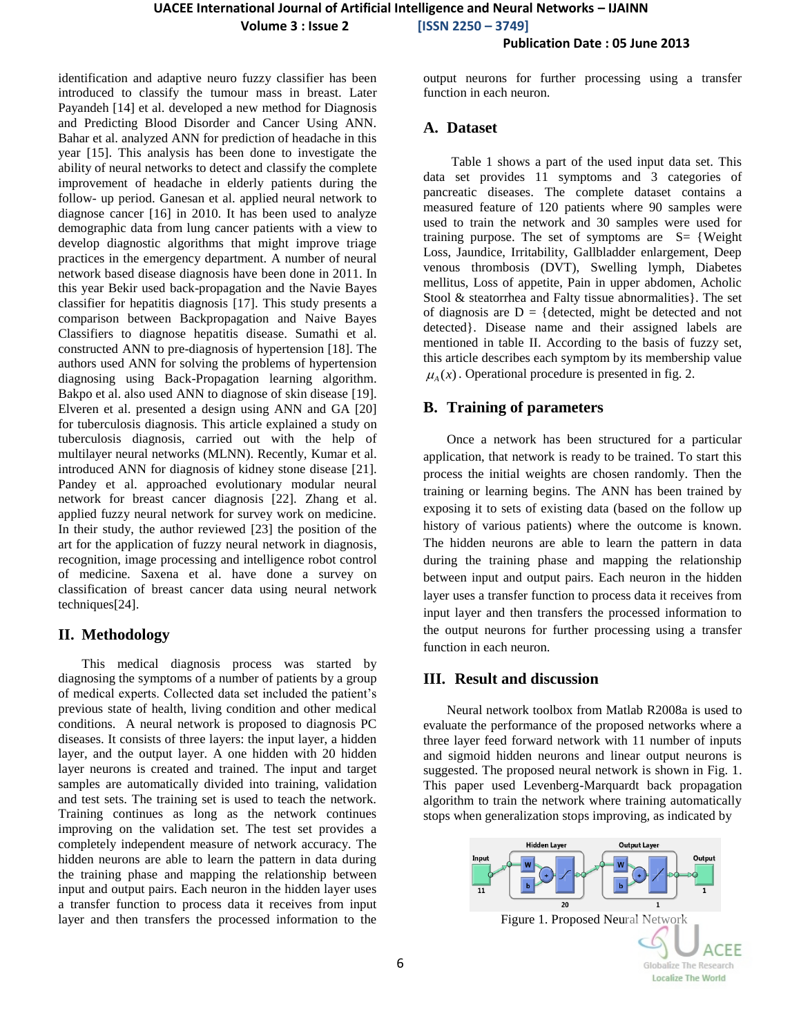identification and adaptive neuro fuzzy classifier has been introduced to classify the tumour mass in breast. Later Payandeh [14] et al. developed a new method for Diagnosis and Predicting Blood Disorder and Cancer Using ANN. Bahar et al. analyzed ANN for prediction of headache in this year [15]. This analysis has been done to investigate the ability of neural networks to detect and classify the complete improvement of headache in elderly patients during the follow- up period. Ganesan et al. applied neural network to diagnose cancer [16] in 2010. It has been used to analyze demographic data from lung cancer patients with a view to develop diagnostic algorithms that might improve triage practices in the emergency department. A number of neural network based disease diagnosis have been done in 2011. In this year Bekir used back-propagation and the Navie Bayes classifier for hepatitis diagnosis [17]. This study presents a comparison between Backpropagation and Naive Bayes Classifiers to diagnose hepatitis disease. Sumathi et al. constructed ANN to pre-diagnosis of hypertension [18]. The authors used ANN for solving the problems of hypertension diagnosing using Back-Propagation learning algorithm. Bakpo et al. also used ANN to diagnose of skin disease [19]. Elveren et al. presented a design using ANN and GA [20] for tuberculosis diagnosis. This article explained a study on tuberculosis diagnosis, carried out with the help of multilayer neural networks (MLNN). Recently, Kumar et al. introduced ANN for diagnosis of kidney stone disease [21]. Pandey et al. approached evolutionary modular neural network for breast cancer diagnosis [22]. Zhang et al. applied fuzzy neural network for survey work on medicine. In their study, the author reviewed [23] the position of the art for the application of fuzzy neural network in diagnosis, recognition, image processing and intelligence robot control of medicine. Saxena et al. have done a survey on classification of breast cancer data using neural network techniques[24].

## II. Methodology

This medical diagnosis process was started by diagnosing the symptoms of a number of patients by a group of medical experts. Collected data set included the patient's previous state of health, living condition and other medical conditions. A neural network is proposed to diagnosis PC diseases. It consists of three layers: the input layer, a hidden layer, and the output layer. A one hidden with 20 hidden layer neurons is created and trained. The input and target samples are automatically divided into training, validation and test sets. The training set is used to teach the network. Training continues as long as the network continues improving on the validation set. The test set provides a completely independent measure of network accuracy. The hidden neurons are able to learn the pattern in data during the training phase and mapping the relationship between input and output pairs. Each neuron in the hidden layer uses a transfer function to process data it receives from input layer and then transfers the processed information to the output neurons for further processing using a transfer function in each neuron.

### A. Dataset

Table 1 shows a part of the used input data set. This data set provides 11 symptoms and 3 categories of pancreatic diseases. The complete dataset contains a measured feature of 120 patients where 90 samples were used to train the network and 30 samples were used for training purpose. The set of symptoms are S= {Weight Loss, Jaundice, Irritability, Gallbladder enlargement, Deep venous thrombosis (DVT), Swelling lymph, Diabetes mellitus, Loss of appetite, Pain in upper abdomen, Acholic Stool & steatorrhea and Falty tissue abnormalities}. The set of diagnosis are D = {detected, might be detected and not detected}. Disease name and their assigned labels are mentioned in table II. According to the basis of fuzzy set, this article describes each symptom by its membership value $\mu_A(x)$. Operational procedure is presented in fig. 2.

### B. Training of parameters

Once a network has been structured for a particular application, that network is ready to be trained. To start this process the initial weights are chosen randomly. Then the training or learning begins. The ANN has been trained by exposing it to sets of existing data (based on the follow up history of various patients) where the outcome is known. The hidden neurons are able to learn the pattern in data during the training phase and mapping the relationship between input and output pairs. Each neuron in the hidden layer uses a transfer function to process data it receives from input layer and then transfers the processed information to the output neurons for further processing using a transfer function in each neuron.

## III. Result and discussion

Neural network toolbox from Matlab R2008a is used to evaluate the performance of the proposed networks where a three layer feed forward network with 11 number of inputs and sigmoid hidden neurons and linear output neurons is suggested. The proposed neural network is shown in Fig. 1. This paper used Levenberg-Marquardt back propagation algorithm to train the network where training automatically stops when generalization stops improving, as indicated by

Figure 1. Proposed Neural Network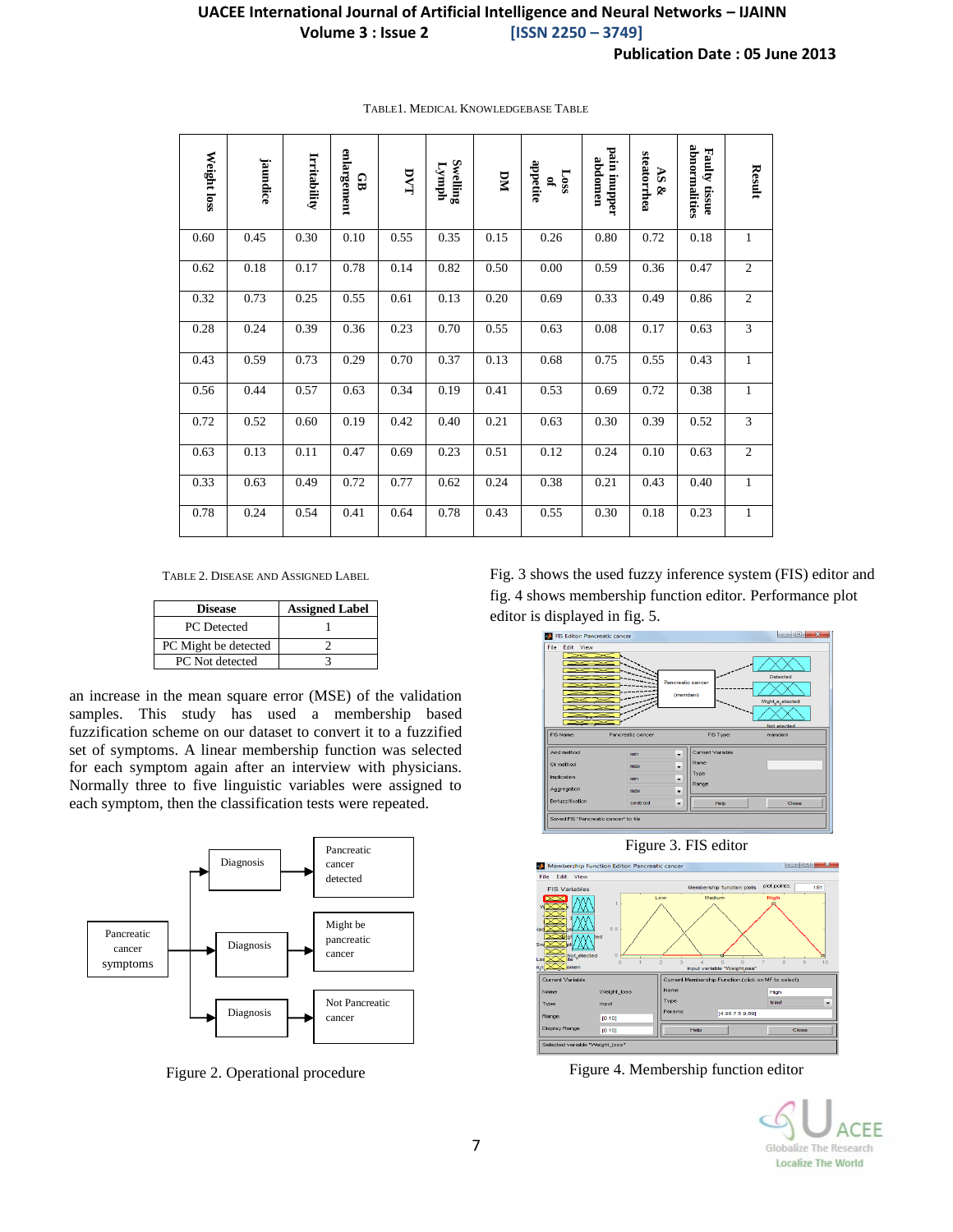TABLE1. MEDICAL KNOWLEDGEBASE TABLE

| Weight loss | jaundice | Irritability | GB enlargement | DVT | Swelling Lymph | DM | Loss of appetite | pain inupper abdomen | AS & steatorrhea | Faulty tissue abnormalities | Result |
|---|---|---|---|---|---|---|---|---|---|---|---|
| 0.60 | 0.45 | 0.30 | 0.10 | 0.55 | 0.35 | 0.15 | 0.26 | 0.80 | 0.72 | 0.18 | 1 |
| 0.62 | 0.18 | 0.17 | 0.78 | 0.14 | 0.82 | 0.50 | 0.00 | 0.59 | 0.36 | 0.47 | 2 |
| 0.32 | 0.73 | 0.25 | 0.55 | 0.61 | 0.13 | 0.20 | 0.69 | 0.33 | 0.49 | 0.86 | 2 |
| 0.28 | 0.24 | 0.39 | 0.36 | 0.23 | 0.70 | 0.55 | 0.63 | 0.08 | 0.17 | 0.63 | 3 |
| 0.43 | 0.59 | 0.73 | 0.29 | 0.70 | 0.37 | 0.13 | 0.68 | 0.75 | 0.55 | 0.43 | 1 |
| 0.56 | 0.44 | 0.57 | 0.63 | 0.34 | 0.19 | 0.41 | 0.53 | 0.69 | 0.72 | 0.38 | 1 |
| 0.72 | 0.52 | 0.60 | 0.19 | 0.42 | 0.40 | 0.21 | 0.63 | 0.30 | 0.39 | 0.52 | 3 |
| 0.63 | 0.13 | 0.11 | 0.47 | 0.69 | 0.23 | 0.51 | 0.12 | 0.24 | 0.10 | 0.63 | 2 |
| 0.33 | 0.63 | 0.49 | 0.72 | 0.77 | 0.62 | 0.24 | 0.38 | 0.21 | 0.43 | 0.40 | 1 |
| 0.78 | 0.24 | 0.54 | 0.41 | 0.64 | 0.78 | 0.43 | 0.55 | 0.30 | 0.18 | 0.23 | 1 |

TABLE 2. DISEASE AND ASSIGNED LABEL

| Disease | Assigned Label |
|---|---|
| PC Detected | 1 |
| PC Might be detected | 2 |
| PC Not detected | 3 |

an increase in the mean square error (MSE) of the validation samples. This study has used a membership based fuzzification scheme on our dataset to convert it to a fuzzified set of symptoms. A linear membership function was selected for each symptom again after an interview with physicians. Normally three to five linguistic variables were assigned to each symptom, then the classification tests were repeated.

Figure 2. Operational procedure

Fig. 3 shows the used fuzzy inference system (FIS) editor and fig. 4 shows membership function editor. Performance plot editor is displayed in fig. 5.

Figure 3. FIS editor

Figure 4. Membership function editor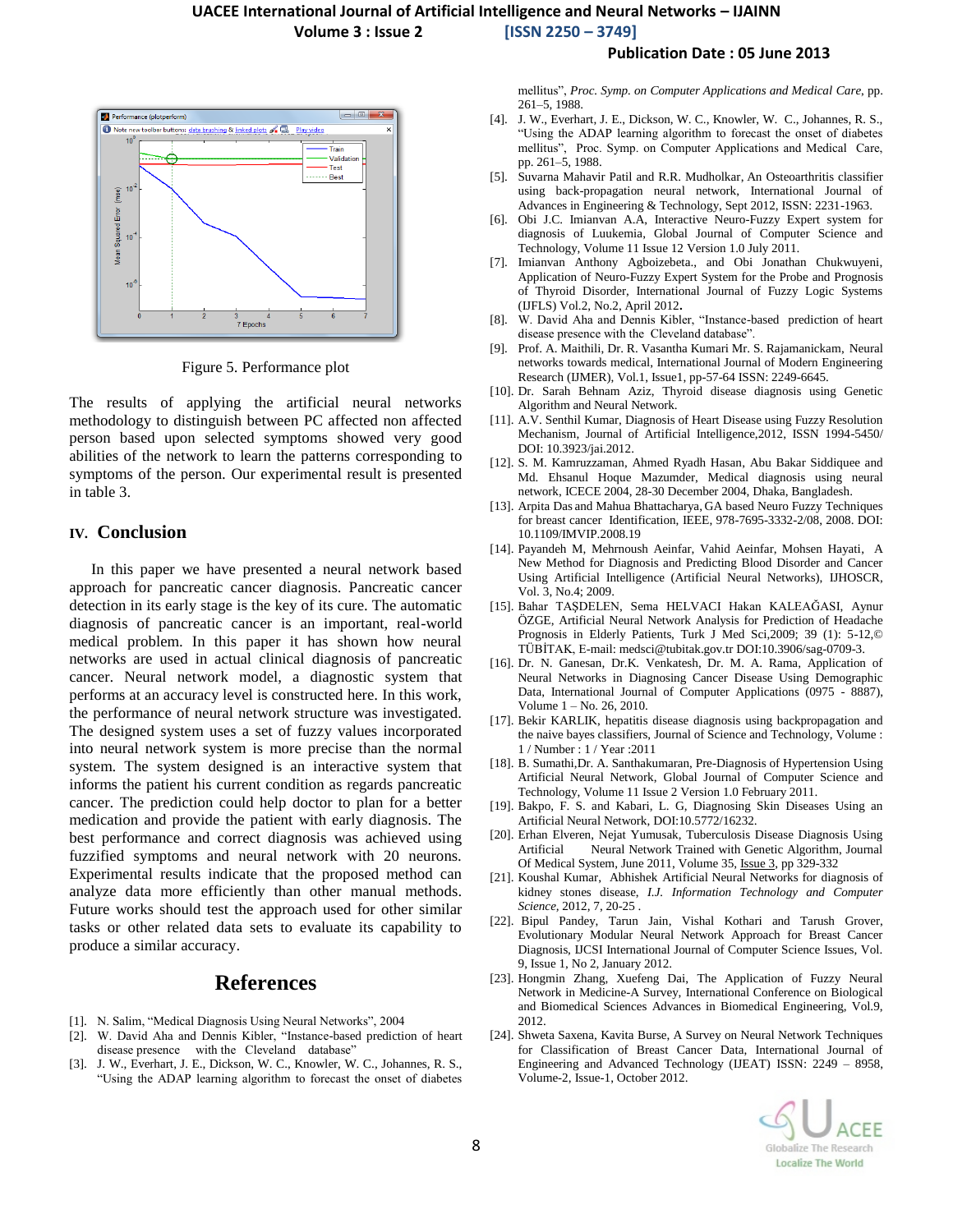Figure 5. Performance plot

The results of applying the artificial neural networks methodology to distinguish between PC affected non affected person based upon selected symptoms showed very good abilities of the network to learn the patterns corresponding to symptoms of the person. Our experimental result is presented in table 3.

## IV. Conclusion

In this paper we have presented a neural network based approach for pancreatic cancer diagnosis. Pancreatic cancer detection in its early stage is the key of its cure. The automatic diagnosis of pancreatic cancer is an important, real-world medical problem. In this paper it has shown how neural networks are used in actual clinical diagnosis of pancreatic cancer. Neural network model, a diagnostic system that performs at an accuracy level is constructed here. In this work, the performance of neural network structure was investigated. The designed system uses a set of fuzzy values incorporated into neural network system is more precise than the normal system. The system designed is an interactive system that informs the patient his current condition as regards pancreatic cancer. The prediction could help doctor to plan for a better medication and provide the patient with early diagnosis. The best performance and correct diagnosis was achieved using fuzzified symptoms and neural network with 20 neurons. Experimental results indicate that the proposed method can analyze data more efficiently than other manual methods. Future works should test the approach used for other similar tasks or other related data sets to evaluate its capability to produce a similar accuracy.

## References

[1]. N. Salim, "Medical Diagnosis Using Neural Networks", 2004

[2]. W. David Aha and Dennis Kibler, "Instance-based prediction of heart disease presence with the Cleveland database"

[3]. J. W., Everhart, J. E., Dickson, W. C., Knowler, W. C., Johannes, R. S., "Using the ADAP learning algorithm to forecast the onset of diabetes mellitus", *Proc. Symp. on Computer Applications and Medical Care*, pp. 261–5, 1988.

[4]. J. W., Everhart, J. E., Dickson, W. C., Knowler, W. C., Johannes, R. S., "Using the ADAP learning algorithm to forecast the onset of diabetes mellitus", Proc. Symp. on Computer Applications and Medical Care, pp. 261–5, 1988.

[5]. Suvarna Mahavir Patil and R.R. Mudholkar, An Osteoarthritis classifier using back-propagation neural network, International Journal of Advances in Engineering & Technology, Sept 2012, ISSN: 2231-1963.

[6]. Obi J.C. Imianvan A.A, Interactive Neuro-Fuzzy Expert system for diagnosis of Luukemia, Global Journal of Computer Science and Technology, Volume 11 Issue 12 Version 1.0 July 2011.

[7]. Imianvan Anthony Agboizebeta., and Obi Jonathan Chukwuyeni, Application of Neuro-Fuzzy Expert System for the Probe and Prognosis of Thyroid Disorder, International Journal of Fuzzy Logic Systems (IJFLS) Vol.2, No.2, April 2012**.**

[8]. W. David Aha and Dennis Kibler, "Instance-based prediction of heart disease presence with the Cleveland database".

[9]. Prof. A. Maithili, Dr. R. Vasantha Kumari Mr. S. Rajamanickam, Neural networks towards medical, International Journal of Modern Engineering Research (IJMER), Vol.1, Issue1, pp-57-64 ISSN: 2249-6645.

[10]. Dr. Sarah Behnam Aziz, Thyroid disease diagnosis using Genetic Algorithm and Neural Network.

[11]. A.V. Senthil Kumar, Diagnosis of Heart Disease using Fuzzy Resolution Mechanism, Journal of Artificial Intelligence,2012, ISSN 1994-5450/ DOI: 10.3923/jai.2012.

[12]. S. M. Kamruzzaman, Ahmed Ryadh Hasan, Abu Bakar Siddiquee and Md. Ehsanul Hoque Mazumder, Medical diagnosis using neural network, ICECE 2004, 28-30 December 2004, Dhaka, Bangladesh.

[13]. Arpita Das and Mahua Bhattacharya, GA based Neuro Fuzzy Techniques for breast cancer Identification, IEEE, 978-7695-3332-2/08, 2008. DOI: 10.1109/IMVIP.2008.19

[14]. Payandeh M, Mehrnoush Aeinfar, Vahid Aeinfar, Mohsen Hayati, A New Method for Diagnosis and Predicting Blood Disorder and Cancer Using Artificial Intelligence (Artificial Neural Networks), IJHOSCR, Vol. 3, No.4; 2009.

[15]. Bahar TAŞDELEN, Sema HELVACI Hakan KALEAĞASI, Aynur ÖZGE, Artificial Neural Network Analysis for Prediction of Headache Prognosis in Elderly Patients, Turk J Med Sci,2009; 39 (1): 5-12,© TÜBİTAK, E-mail: medsci@tubitak.gov.tr DOI:10.3906/sag-0709-3.

[16]. Dr. N. Ganesan, Dr.K. Venkatesh, Dr. M. A. Rama, Application of Neural Networks in Diagnosing Cancer Disease Using Demographic Data, International Journal of Computer Applications (0975 - 8887), Volume 1 – No. 26, 2010.

[17]. Bekir KARLIK, hepatitis disease diagnosis using backpropagation and the naive bayes classifiers, Journal of Science and Technology, Volume : 1 / Number : 1 / Year :2011

[18]. B. Sumathi,Dr. A. Santhakumaran, Pre-Diagnosis of Hypertension Using Artificial Neural Network, Global Journal of Computer Science and Technology, Volume 11 Issue 2 Version 1.0 February 2011.

[19]. Bakpo, F. S. and Kabari, L. G, Diagnosing Skin Diseases Using an Artificial Neural Network, DOI:10.5772/16232.

[20]. Erhan Elveren, Nejat Yumusak, Tuberculosis Disease Diagnosis Using Artificial Neural Network Trained with Genetic Algorithm, Journal Of Medical System, June 2011, Volume 35, Issue 3, pp 329-332

[21]. Koushal Kumar, Abhishek Artificial Neural Networks for diagnosis of kidney stones disease, *I.J. Information Technology and Computer Science*, 2012, 7, 20-25 .

[22]. Bipul Pandey, Tarun Jain, Vishal Kothari and Tarush Grover, Evolutionary Modular Neural Network Approach for Breast Cancer Diagnosis, IJCSI International Journal of Computer Science Issues, Vol. 9, Issue 1, No 2, January 2012.

[23]. Hongmin Zhang, Xuefeng Dai, The Application of Fuzzy Neural Network in Medicine-A Survey, International Conference on Biological and Biomedical Sciences Advances in Biomedical Engineering, Vol.9, 2012.

[24]. Shweta Saxena, Kavita Burse, A Survey on Neural Network Techniques for Classification of Breast Cancer Data, International Journal of Engineering and Advanced Technology (IJEAT) ISSN: 2249 – 8958, Volume-2, Issue-1, October 2012.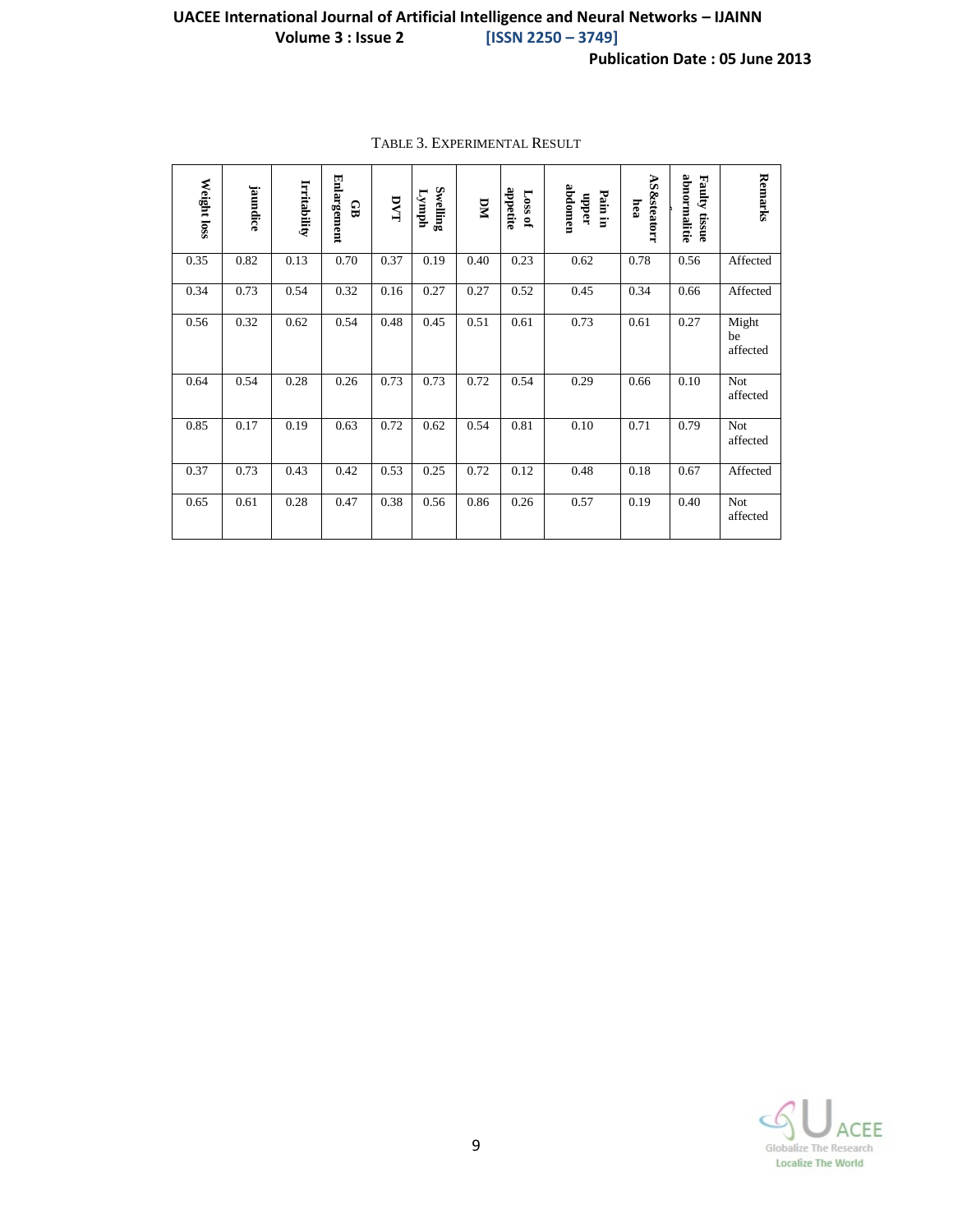TABLE 3. EXPERIMENTAL RESULT

| Weight loss | jaundice | Irritability | GB Enlargement | DVT | Swelling Lymph | DM | Loss of appetite | Pain in upper abdomen | AS&steatorrhea | Faulty tissue abnormalities | Remarks |
|---|---|---|---|---|---|---|---|---|---|---|---|
| 0.35 | 0.82 | 0.13 | 0.70 | 0.37 | 0.19 | 0.40 | 0.23 | 0.62 | 0.78 | 0.56 | Affected |
| 0.34 | 0.73 | 0.54 | 0.32 | 0.16 | 0.27 | 0.27 | 0.52 | 0.45 | 0.34 | 0.66 | Affected |
| 0.56 | 0.32 | 0.62 | 0.54 | 0.48 | 0.45 | 0.51 | 0.61 | 0.73 | 0.61 | 0.27 | Might be affected |
| 0.64 | 0.54 | 0.28 | 0.26 | 0.73 | 0.73 | 0.72 | 0.54 | 0.29 | 0.66 | 0.10 | Not affected |
| 0.85 | 0.17 | 0.19 | 0.63 | 0.72 | 0.62 | 0.54 | 0.81 | 0.10 | 0.71 | 0.79 | Not affected |
| 0.37 | 0.73 | 0.43 | 0.42 | 0.53 | 0.25 | 0.72 | 0.12 | 0.48 | 0.18 | 0.67 | Affected |
| 0.65 | 0.61 | 0.28 | 0.47 | 0.38 | 0.56 | 0.86 | 0.26 | 0.57 | 0.19 | 0.40 | Not affected |